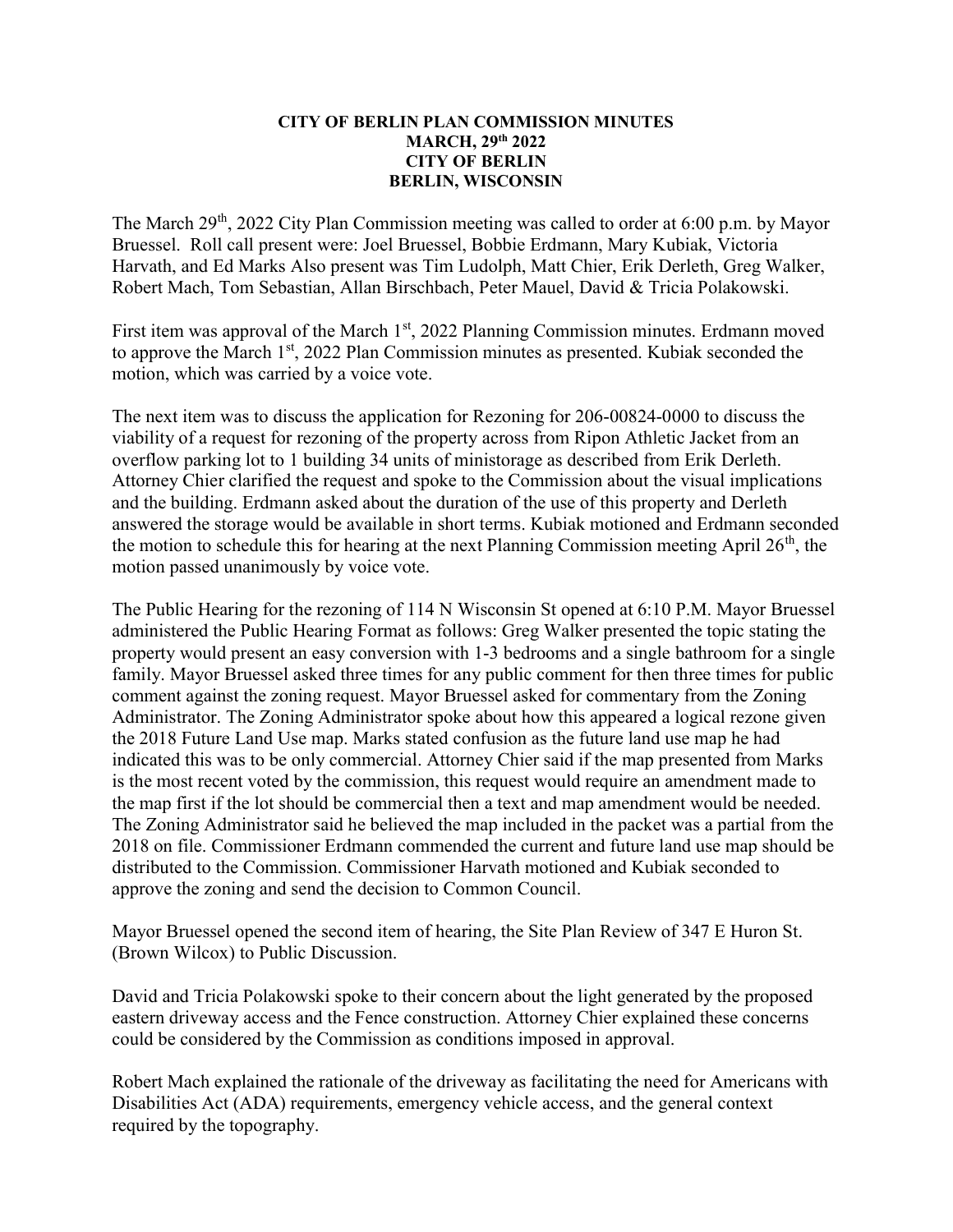**CITY OF BERLIN PLAN COMMISSION MINUTES**
**MARCH, 29th 2022**
**CITY OF BERLIN**
**BERLIN, WISCONSIN**

The March 29th, 2022 City Plan Commission meeting was called to order at 6:00 p.m. by Mayor Bruessel. Roll call present were: Joel Bruessel, Bobbie Erdmann, Mary Kubiak, Victoria Harvath, and Ed Marks Also present was Tim Ludolph, Matt Chier, Erik Derleth, Greg Walker, Robert Mach, Tom Sebastian, Allan Birschbach, Peter Mauel, David & Tricia Polakowski.

First item was approval of the March 1st, 2022 Planning Commission minutes. Erdmann moved to approve the March 1st, 2022 Plan Commission minutes as presented. Kubiak seconded the motion, which was carried by a voice vote.

The next item was to discuss the application for Rezoning for 206-00824-0000 to discuss the viability of a request for rezoning of the property across from Ripon Athletic Jacket from an overflow parking lot to 1 building 34 units of ministorage as described from Erik Derleth. Attorney Chier clarified the request and spoke to the Commission about the visual implications and the building. Erdmann asked about the duration of the use of this property and Derleth answered the storage would be available in short terms. Kubiak motioned and Erdmann seconded the motion to schedule this for hearing at the next Planning Commission meeting April 26th, the motion passed unanimously by voice vote.

The Public Hearing for the rezoning of 114 N Wisconsin St opened at 6:10 P.M. Mayor Bruessel administered the Public Hearing Format as follows: Greg Walker presented the topic stating the property would present an easy conversion with 1-3 bedrooms and a single bathroom for a single family. Mayor Bruessel asked three times for any public comment for then three times for public comment against the zoning request. Mayor Bruessel asked for commentary from the Zoning Administrator. The Zoning Administrator spoke about how this appeared a logical rezone given the 2018 Future Land Use map. Marks stated confusion as the future land use map he had indicated this was to be only commercial. Attorney Chier said if the map presented from Marks is the most recent voted by the commission, this request would require an amendment made to the map first if the lot should be commercial then a text and map amendment would be needed. The Zoning Administrator said he believed the map included in the packet was a partial from the 2018 on file. Commissioner Erdmann commended the current and future land use map should be distributed to the Commission. Commissioner Harvath motioned and Kubiak seconded to approve the zoning and send the decision to Common Council.

Mayor Bruessel opened the second item of hearing, the Site Plan Review of 347 E Huron St. (Brown Wilcox) to Public Discussion.

David and Tricia Polakowski spoke to their concern about the light generated by the proposed eastern driveway access and the Fence construction. Attorney Chier explained these concerns could be considered by the Commission as conditions imposed in approval.

Robert Mach explained the rationale of the driveway as facilitating the need for Americans with Disabilities Act (ADA) requirements, emergency vehicle access, and the general context required by the topography.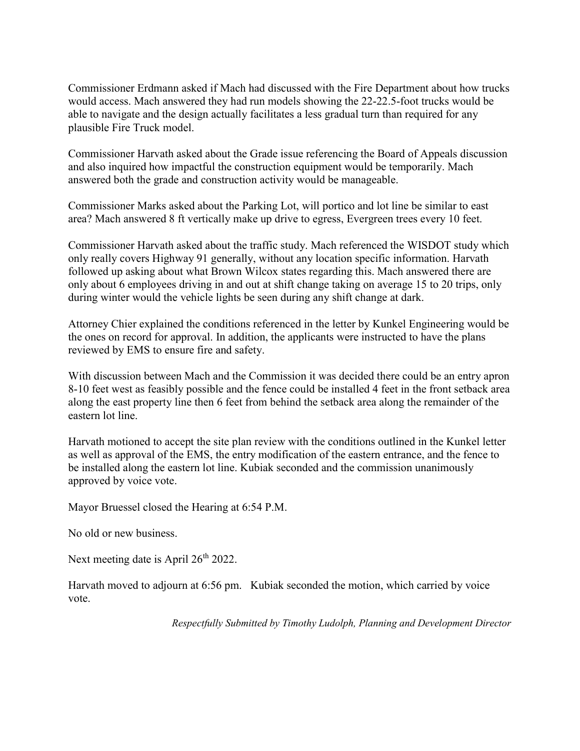Commissioner Erdmann asked if Mach had discussed with the Fire Department about how trucks would access. Mach answered they had run models showing the 22-22.5-foot trucks would be able to navigate and the design actually facilitates a less gradual turn than required for any plausible Fire Truck model.

Commissioner Harvath asked about the Grade issue referencing the Board of Appeals discussion and also inquired how impactful the construction equipment would be temporarily. Mach answered both the grade and construction activity would be manageable.

Commissioner Marks asked about the Parking Lot, will portico and lot line be similar to east area? Mach answered 8 ft vertically make up drive to egress, Evergreen trees every 10 feet.

Commissioner Harvath asked about the traffic study. Mach referenced the WISDOT study which only really covers Highway 91 generally, without any location specific information. Harvath followed up asking about what Brown Wilcox states regarding this. Mach answered there are only about 6 employees driving in and out at shift change taking on average 15 to 20 trips, only during winter would the vehicle lights be seen during any shift change at dark.

Attorney Chier explained the conditions referenced in the letter by Kunkel Engineering would be the ones on record for approval. In addition, the applicants were instructed to have the plans reviewed by EMS to ensure fire and safety.

With discussion between Mach and the Commission it was decided there could be an entry apron 8-10 feet west as feasibly possible and the fence could be installed 4 feet in the front setback area along the east property line then 6 feet from behind the setback area along the remainder of the eastern lot line.

Harvath motioned to accept the site plan review with the conditions outlined in the Kunkel letter as well as approval of the EMS, the entry modification of the eastern entrance, and the fence to be installed along the eastern lot line. Kubiak seconded and the commission unanimously approved by voice vote.

Mayor Bruessel closed the Hearing at 6:54 P.M.

No old or new business.

Next meeting date is April 26th 2022.

Harvath moved to adjourn at 6:56 pm. Kubiak seconded the motion, which carried by voice vote.

*Respectfully Submitted by Timothy Ludolph, Planning and Development Director*